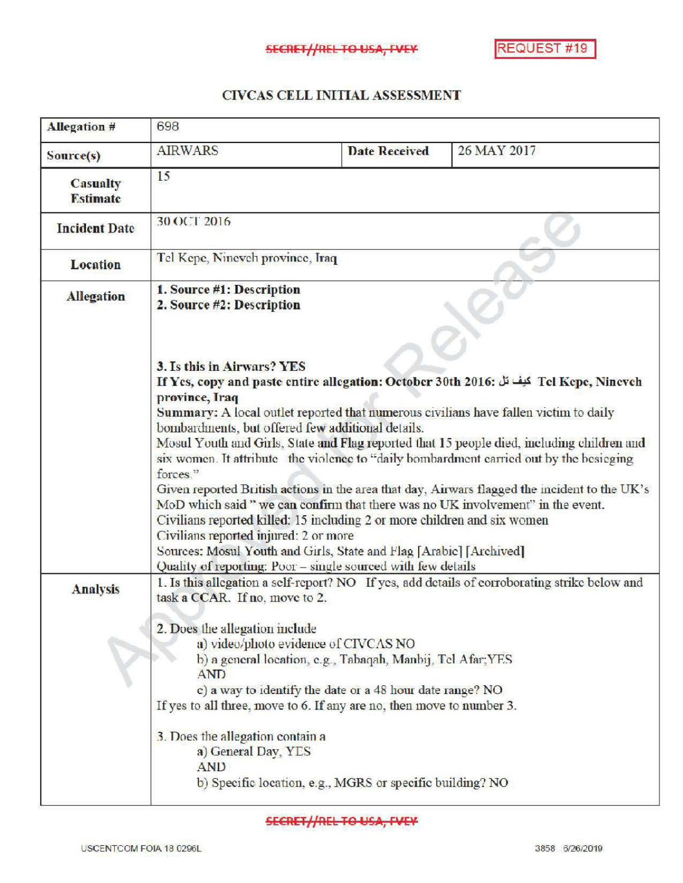SECRET//REL TO USA, FVEY

REQUEST #19

# CIVCAS CELL INITIAL ASSESSMENT

| Allegation # | 698 | | |
|---|---|---|---|
| Source(s) | AIRWARS | Date Received | 26 MAY 2017 |
| Casualty Estimate | 15 | | |
| Incident Date | 30 OCT 2016 | | |
| Location | Tel Kepe, Nineveh province, Iraq | | |
| Allegation | **1. Source #1: Description**<br>**2. Source #2: Description**<br><br>**3. Is this in Airwars? YES**<br>**If Yes, copy and paste entire allegation: October 30th 2016: كيف تل Tel Kepe, Nineveh province, Iraq**<br>Summary: A local outlet reported that numerous civilians have fallen victim to daily bombardments, but offered few additional details.<br>Mosul Youth and Girls, State and Flag reported that 15 people died, including children and six women. It attribute the violence to "daily bombardment carried out by the besieging forces."<br>Given reported British actions in the area that day, Airwars flagged the incident to the UK's MoD which said " we can confirm that there was no UK involvement" in the event.<br>Civilians reported killed: 15 including 2 or more children and six women<br>Civilians reported injured: 2 or more<br>Sources: Mosul Youth and Girls, State and Flag [Arabic] [Archived]<br>Quality of reporting: Poor – single sourced with few details | | |
| Analysis | 1. Is this allegation a self-report? NO If yes, add details of corroborating strike below and task a CCAR. If no, move to 2.<br><br>2. Does the allegation include<br>a) video/photo evidence of CIVCAS NO<br>b) a general location, e.g., Tabaqah, Manbij, Tel Afar;YES<br>AND<br>c) a way to identify the date or a 48 hour date range? NO<br>If yes to all three, move to 6. If any are no, then move to number 3.<br><br>3. Does the allegation contain a<br>a) General Day, YES<br>AND<br>b) Specific location, e.g., MGRS or specific building? NO | | |

SECRET//REL TO USA, FVEY

USCENTCOM FOIA 18 0296L 3858 6/26/2019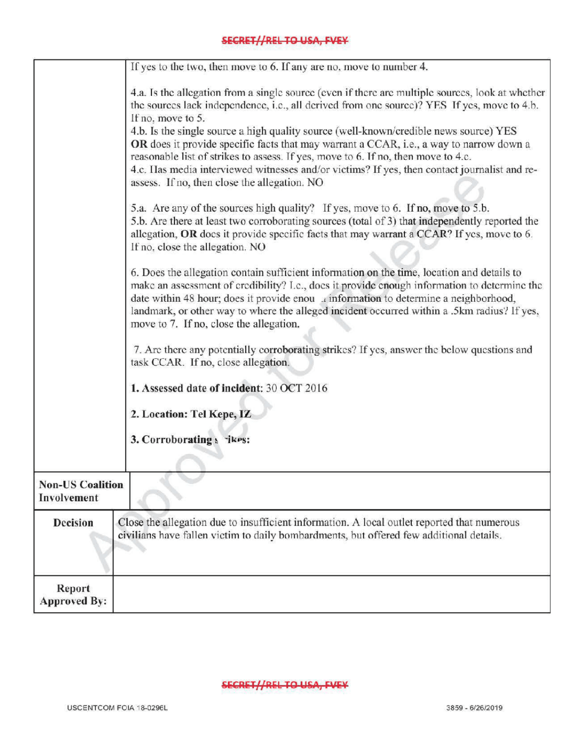| | |
|---|---|
| | If yes to the two, then move to 6. If any are no, move to number 4.<br><br>4.a. Is the allegation from a single source (even if there are multiple sources, look at whether the sources lack independence, i.e., all derived from one source)? YES If yes, move to 4.b. If no, move to 5.<br>4.b. Is the single source a high quality source (well-known/credible news source) YES **OR** does it provide specific facts that may warrant a CCAR, i.e., a way to narrow down a reasonable list of strikes to assess. If yes, move to 6. If no, then move to 4.c.<br>4.c. Has media interviewed witnesses and/or victims? If yes, then contact journalist and re-assess. If no, then close the allegation. NO<br><br>5.a. Are any of the sources high quality? If yes, move to 6. If no, move to 5.b.<br>5.b. Are there at least two corroborating sources (total of 3) that independently reported the allegation, **OR** does it provide specific facts that may warrant a CCAR? If yes, move to 6. If no, close the allegation. NO<br><br>6. Does the allegation contain sufficient information on the time, location and details to make an assessment of credibility? I.e., does it provide enough information to determine the date within 48 hour; does it provide enou .. information to determine a neighborhood, landmark, or other way to where the alleged incident occurred within a .5km radius? If yes, move to 7. If no, close the allegation.<br><br>7. Are there any potentially corroborating strikes? If yes, answer the below questions and task CCAR. If no, close allegation.<br><br>**1. Assessed date of incident:** 30 OCT 2016<br><br>**2. Location: Tel Kepe, IZ**<br><br>**3. Corroborating s ikes:** |
| **Non-US Coalition Involvement** | |
| **Decision** | Close the allegation due to insufficient information. A local outlet reported that numerous civilians have fallen victim to daily bombardments, but offered few additional details. |
| **Report Approved By:** | |